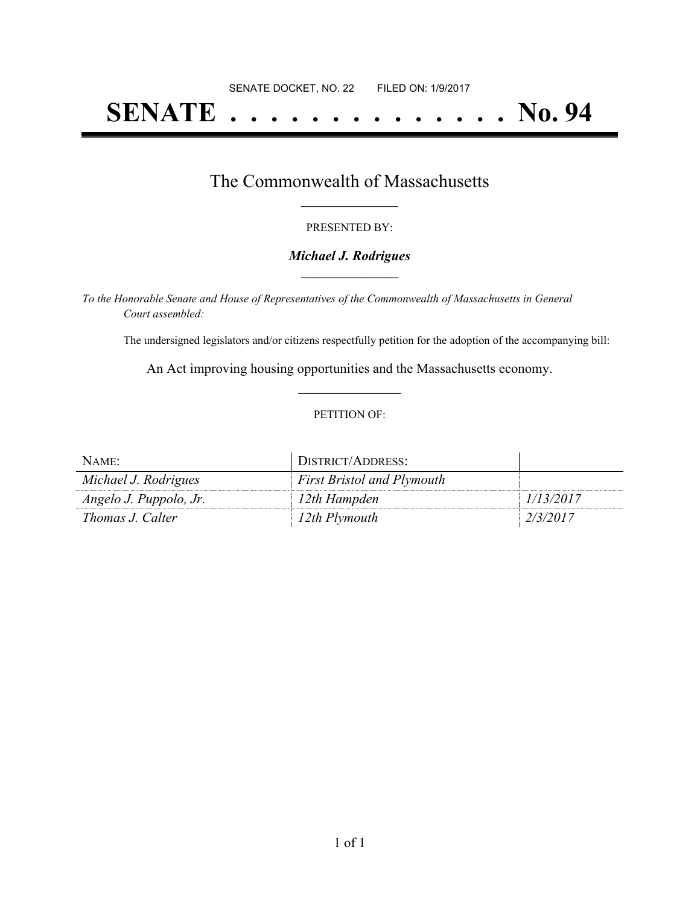SENATE DOCKET, NO. 22        FILED ON: 1/9/2017

# SENATE . . . . . . . . . . . . . . No. 94

## The Commonwealth of Massachusetts

PRESENTED BY:

***Michael J. Rodrigues***

*To the Honorable Senate and House of Representatives of the Commonwealth of Massachusetts in General Court assembled:*

The undersigned legislators and/or citizens respectfully petition for the adoption of the accompanying bill:

An Act improving housing opportunities and the Massachusetts economy.

PETITION OF:

| NAME: | DISTRICT/ADDRESS: | |
|---|---|---|
| *Michael J. Rodrigues* | *First Bristol and Plymouth* | |
| *Angelo J. Puppolo, Jr.* | *12th Hampden* | *1/13/2017* |
| *Thomas J. Calter* | *12th Plymouth* | *2/3/2017* |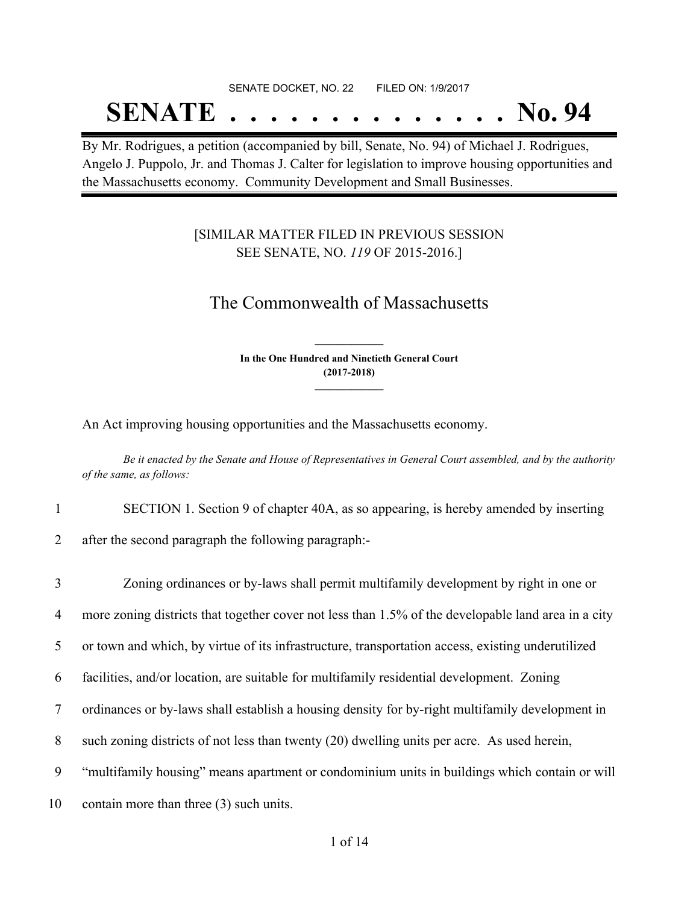SENATE DOCKET, NO. 22 FILED ON: 1/9/2017

# SENATE . . . . . . . . . . . . . . No. 94

By Mr. Rodrigues, a petition (accompanied by bill, Senate, No. 94) of Michael J. Rodrigues, Angelo J. Puppolo, Jr. and Thomas J. Calter for legislation to improve housing opportunities and the Massachusetts economy. Community Development and Small Businesses.

[SIMILAR MATTER FILED IN PREVIOUS SESSION SEE SENATE, NO. *119* OF 2015-2016.]

## The Commonwealth of Massachusetts

**In the One Hundred and Ninetieth General Court (2017-2018)**

An Act improving housing opportunities and the Massachusetts economy.

*Be it enacted by the Senate and House of Representatives in General Court assembled, and by the authority of the same, as follows:*

1 SECTION 1. Section 9 of chapter 40A, as so appearing, is hereby amended by inserting
2 after the second paragraph the following paragraph:-

3 Zoning ordinances or by-laws shall permit multifamily development by right in one or
4 more zoning districts that together cover not less than 1.5% of the developable land area in a city
5 or town and which, by virtue of its infrastructure, transportation access, existing underutilized
6 facilities, and/or location, are suitable for multifamily residential development. Zoning
7 ordinances or by-laws shall establish a housing density for by-right multifamily development in
8 such zoning districts of not less than twenty (20) dwelling units per acre. As used herein,
9 "multifamily housing" means apartment or condominium units in buildings which contain or will
10 contain more than three (3) such units.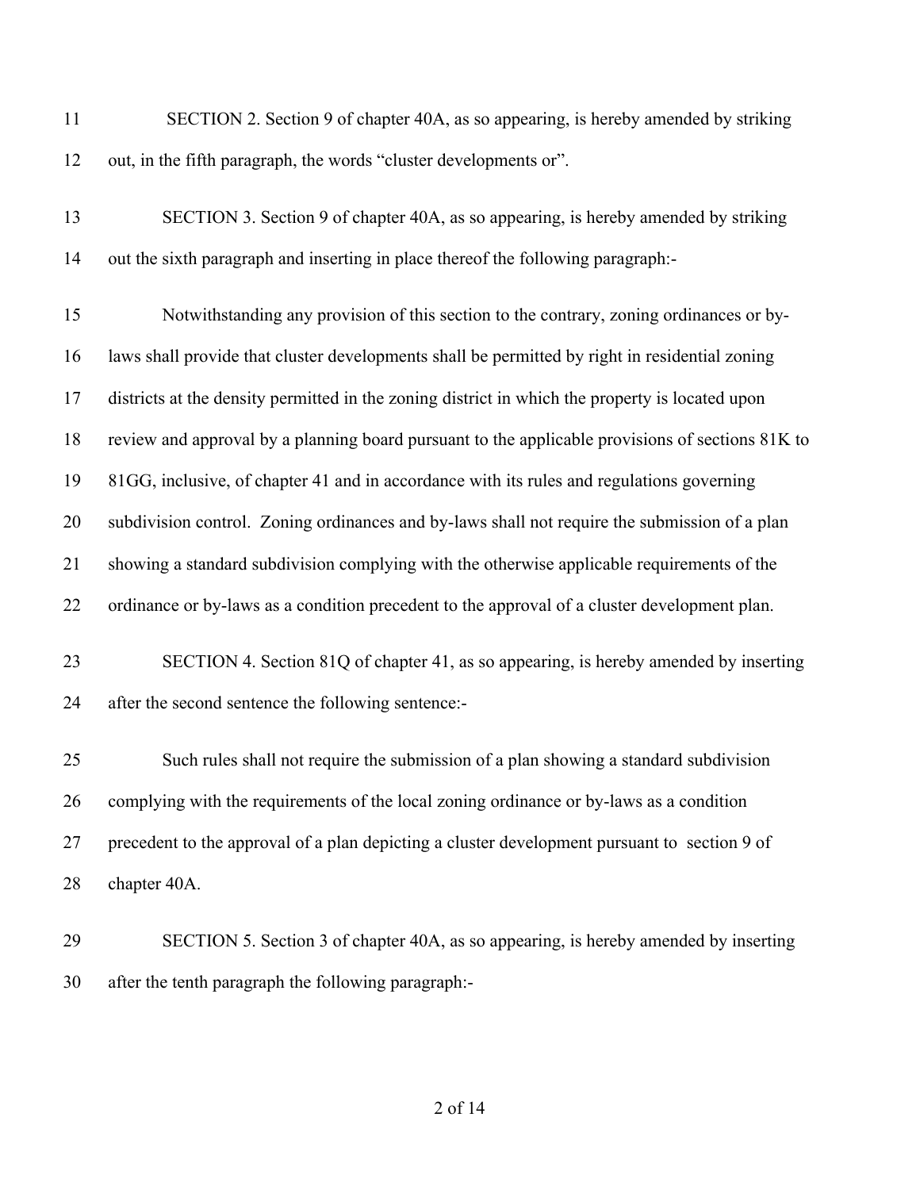SECTION 2. Section 9 of chapter 40A, as so appearing, is hereby amended by striking out, in the fifth paragraph, the words "cluster developments or".

SECTION 3. Section 9 of chapter 40A, as so appearing, is hereby amended by striking out the sixth paragraph and inserting in place thereof the following paragraph:-

Notwithstanding any provision of this section to the contrary, zoning ordinances or by-laws shall provide that cluster developments shall be permitted by right in residential zoning districts at the density permitted in the zoning district in which the property is located upon review and approval by a planning board pursuant to the applicable provisions of sections 81K to 81GG, inclusive, of chapter 41 and in accordance with its rules and regulations governing subdivision control. Zoning ordinances and by-laws shall not require the submission of a plan showing a standard subdivision complying with the otherwise applicable requirements of the ordinance or by-laws as a condition precedent to the approval of a cluster development plan.

SECTION 4. Section 81Q of chapter 41, as so appearing, is hereby amended by inserting after the second sentence the following sentence:-

Such rules shall not require the submission of a plan showing a standard subdivision complying with the requirements of the local zoning ordinance or by-laws as a condition precedent to the approval of a plan depicting a cluster development pursuant to section 9 of chapter 40A.

SECTION 5. Section 3 of chapter 40A, as so appearing, is hereby amended by inserting after the tenth paragraph the following paragraph:-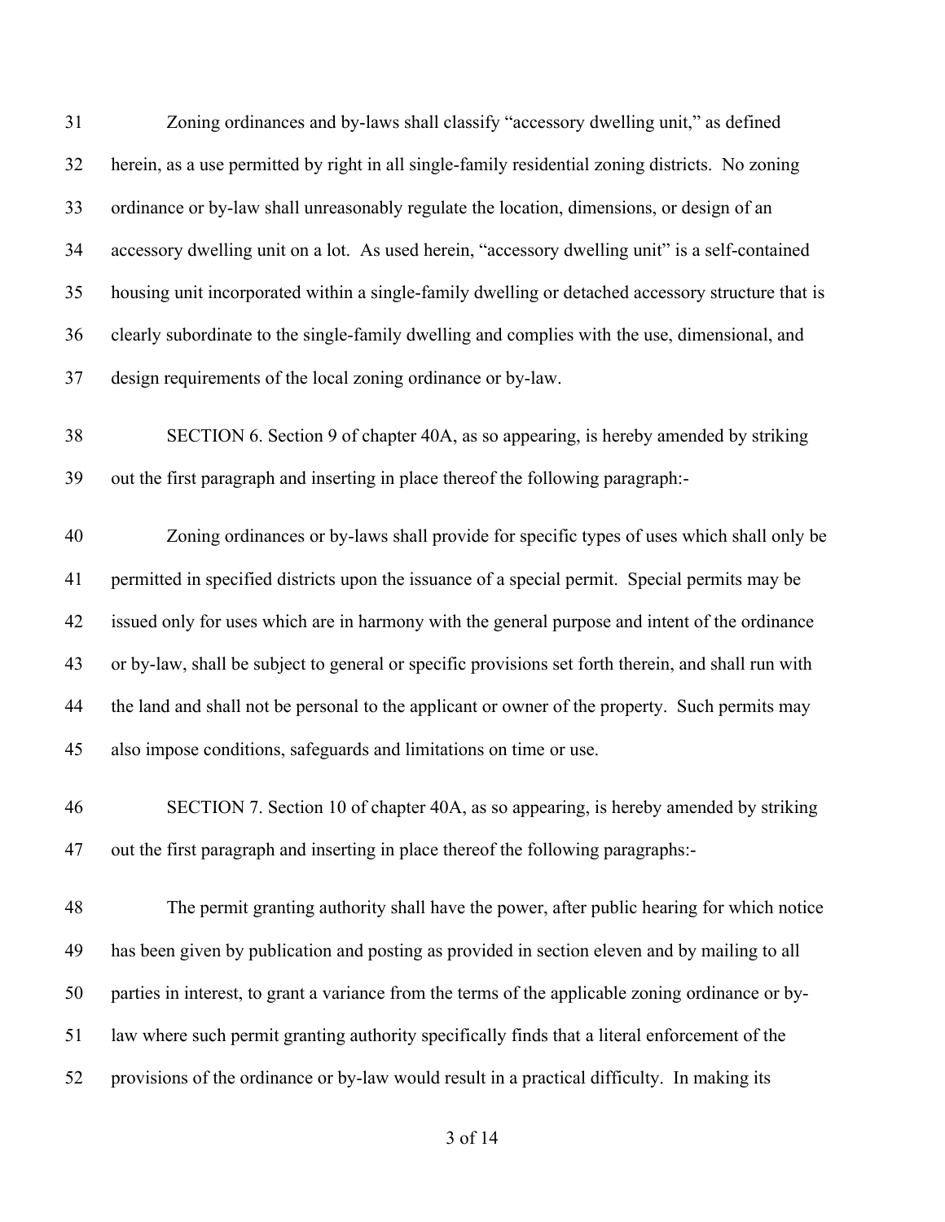31 Zoning ordinances and by-laws shall classify "accessory dwelling unit," as defined
32 herein, as a use permitted by right in all single-family residential zoning districts. No zoning
33 ordinance or by-law shall unreasonably regulate the location, dimensions, or design of an
34 accessory dwelling unit on a lot. As used herein, "accessory dwelling unit" is a self-contained
35 housing unit incorporated within a single-family dwelling or detached accessory structure that is
36 clearly subordinate to the single-family dwelling and complies with the use, dimensional, and
37 design requirements of the local zoning ordinance or by-law.

38 SECTION 6. Section 9 of chapter 40A, as so appearing, is hereby amended by striking
39 out the first paragraph and inserting in place thereof the following paragraph:-

40 Zoning ordinances or by-laws shall provide for specific types of uses which shall only be
41 permitted in specified districts upon the issuance of a special permit. Special permits may be
42 issued only for uses which are in harmony with the general purpose and intent of the ordinance
43 or by-law, shall be subject to general or specific provisions set forth therein, and shall run with
44 the land and shall not be personal to the applicant or owner of the property. Such permits may
45 also impose conditions, safeguards and limitations on time or use.

46 SECTION 7. Section 10 of chapter 40A, as so appearing, is hereby amended by striking
47 out the first paragraph and inserting in place thereof the following paragraphs:-

48 The permit granting authority shall have the power, after public hearing for which notice
49 has been given by publication and posting as provided in section eleven and by mailing to all
50 parties in interest, to grant a variance from the terms of the applicable zoning ordinance or by-
51 law where such permit granting authority specifically finds that a literal enforcement of the
52 provisions of the ordinance or by-law would result in a practical difficulty. In making its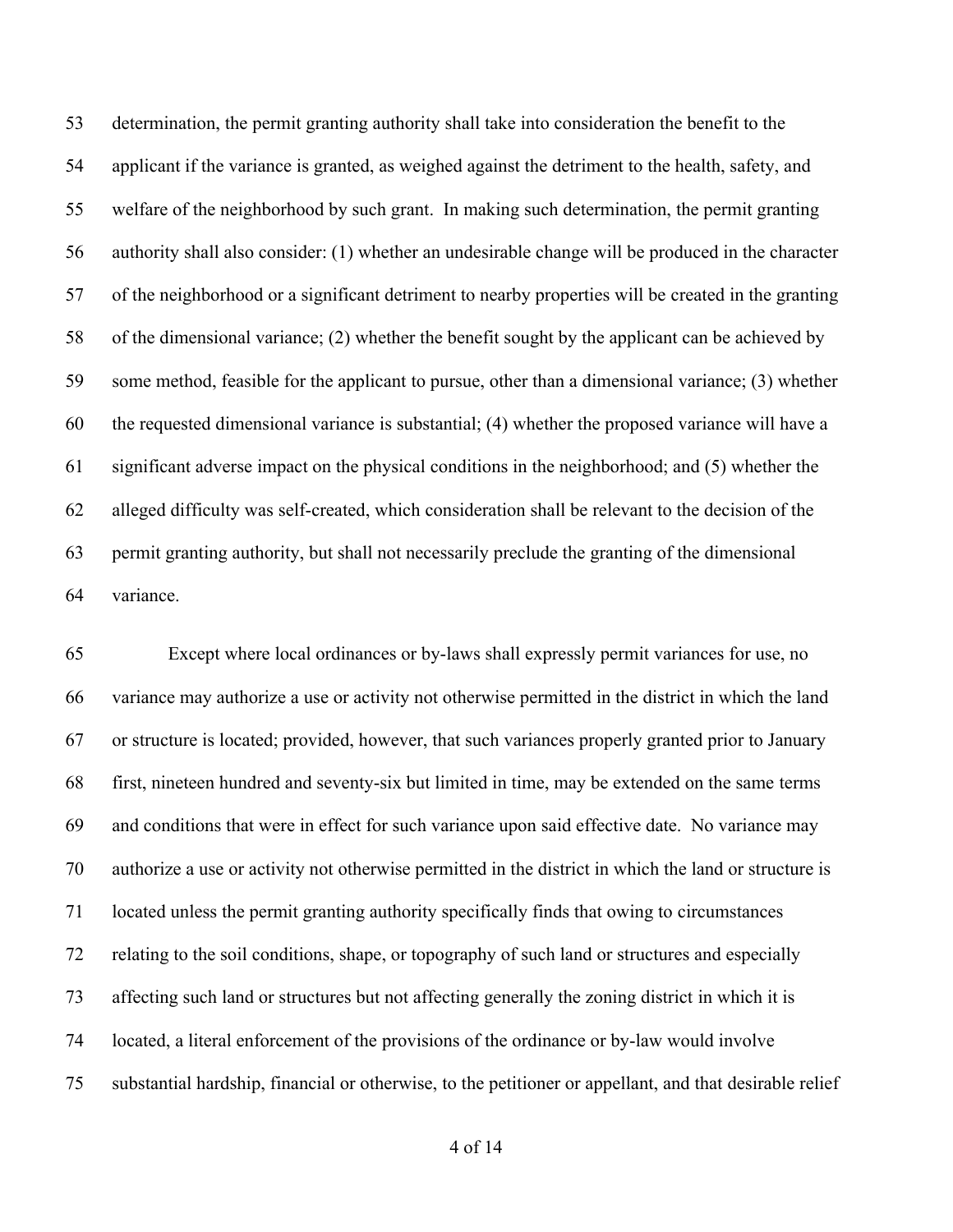determination, the permit granting authority shall take into consideration the benefit to the applicant if the variance is granted, as weighed against the detriment to the health, safety, and welfare of the neighborhood by such grant. In making such determination, the permit granting authority shall also consider: (1) whether an undesirable change will be produced in the character of the neighborhood or a significant detriment to nearby properties will be created in the granting of the dimensional variance; (2) whether the benefit sought by the applicant can be achieved by some method, feasible for the applicant to pursue, other than a dimensional variance; (3) whether the requested dimensional variance is substantial; (4) whether the proposed variance will have a significant adverse impact on the physical conditions in the neighborhood; and (5) whether the alleged difficulty was self-created, which consideration shall be relevant to the decision of the permit granting authority, but shall not necessarily preclude the granting of the dimensional variance.

Except where local ordinances or by-laws shall expressly permit variances for use, no variance may authorize a use or activity not otherwise permitted in the district in which the land or structure is located; provided, however, that such variances properly granted prior to January first, nineteen hundred and seventy-six but limited in time, may be extended on the same terms and conditions that were in effect for such variance upon said effective date. No variance may authorize a use or activity not otherwise permitted in the district in which the land or structure is located unless the permit granting authority specifically finds that owing to circumstances relating to the soil conditions, shape, or topography of such land or structures and especially affecting such land or structures but not affecting generally the zoning district in which it is located, a literal enforcement of the provisions of the ordinance or by-law would involve substantial hardship, financial or otherwise, to the petitioner or appellant, and that desirable relief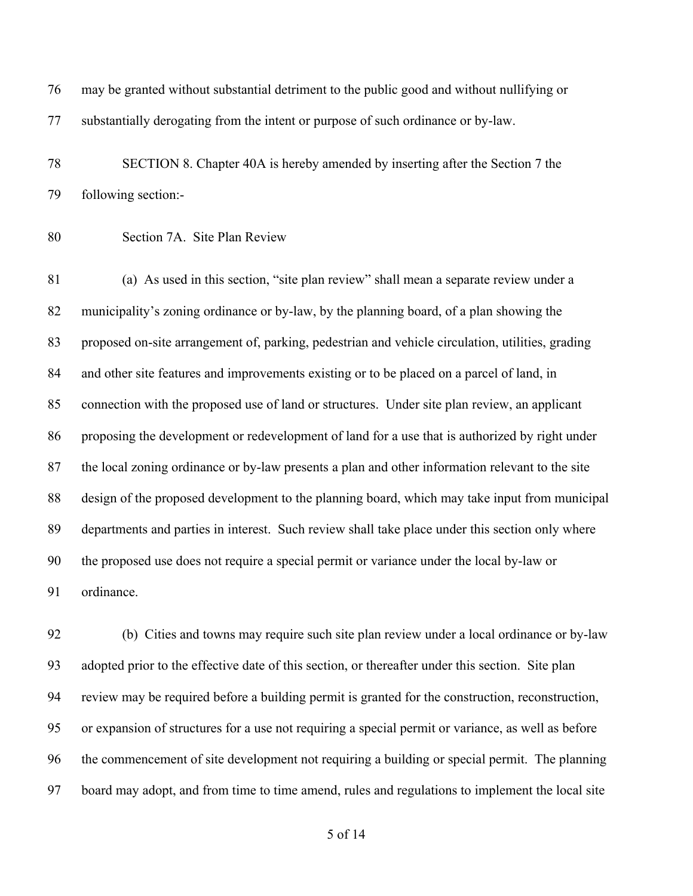may be granted without substantial detriment to the public good and without nullifying or substantially derogating from the intent or purpose of such ordinance or by-law.

SECTION 8. Chapter 40A is hereby amended by inserting after the Section 7 the following section:-

Section 7A. Site Plan Review

(a) As used in this section, "site plan review" shall mean a separate review under a municipality's zoning ordinance or by-law, by the planning board, of a plan showing the proposed on-site arrangement of, parking, pedestrian and vehicle circulation, utilities, grading and other site features and improvements existing or to be placed on a parcel of land, in connection with the proposed use of land or structures. Under site plan review, an applicant proposing the development or redevelopment of land for a use that is authorized by right under the local zoning ordinance or by-law presents a plan and other information relevant to the site design of the proposed development to the planning board, which may take input from municipal departments and parties in interest. Such review shall take place under this section only where the proposed use does not require a special permit or variance under the local by-law or ordinance.

(b) Cities and towns may require such site plan review under a local ordinance or by-law adopted prior to the effective date of this section, or thereafter under this section. Site plan review may be required before a building permit is granted for the construction, reconstruction, or expansion of structures for a use not requiring a special permit or variance, as well as before the commencement of site development not requiring a building or special permit. The planning board may adopt, and from time to time amend, rules and regulations to implement the local site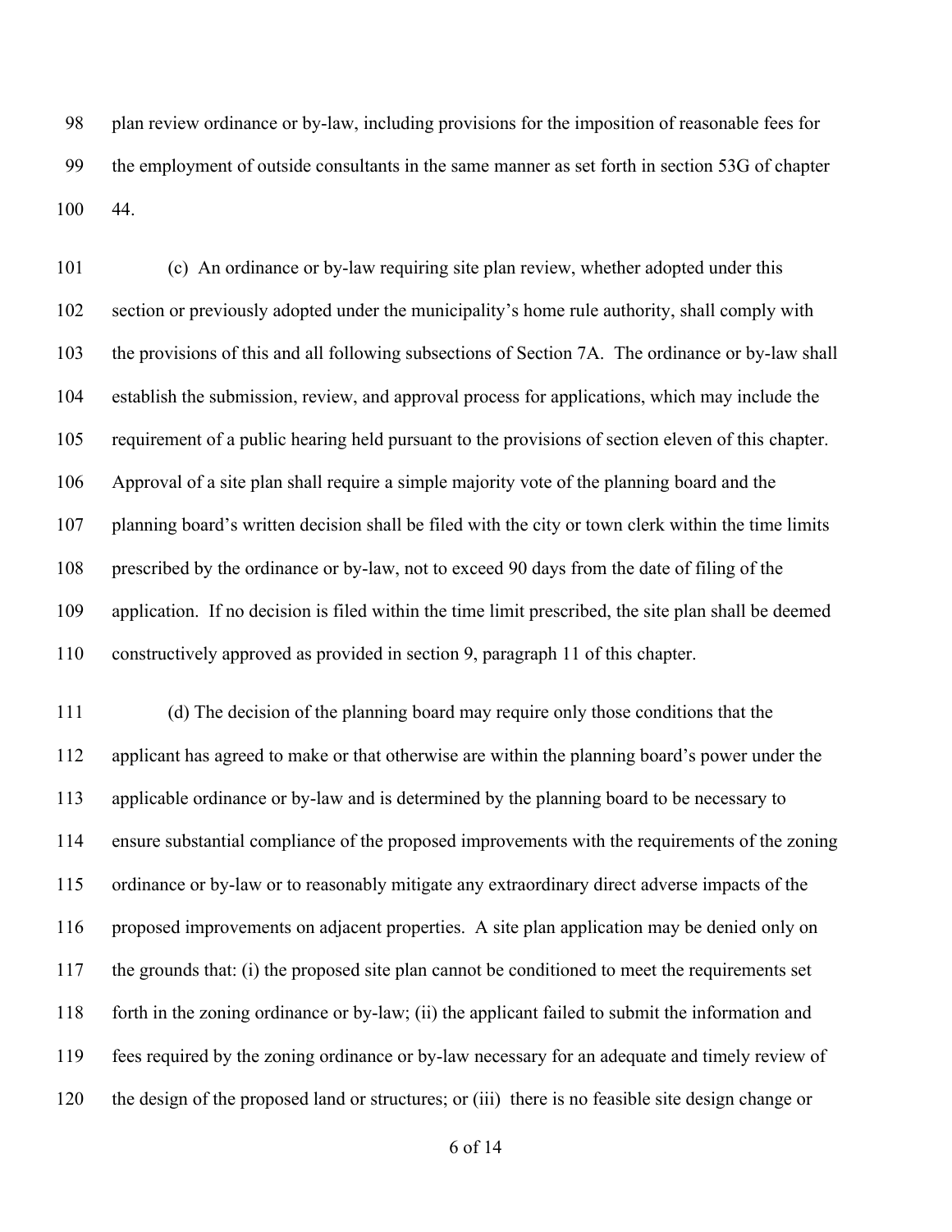plan review ordinance or by-law, including provisions for the imposition of reasonable fees for the employment of outside consultants in the same manner as set forth in section 53G of chapter 44.

(c) An ordinance or by-law requiring site plan review, whether adopted under this section or previously adopted under the municipality's home rule authority, shall comply with the provisions of this and all following subsections of Section 7A. The ordinance or by-law shall establish the submission, review, and approval process for applications, which may include the requirement of a public hearing held pursuant to the provisions of section eleven of this chapter. Approval of a site plan shall require a simple majority vote of the planning board and the planning board's written decision shall be filed with the city or town clerk within the time limits prescribed by the ordinance or by-law, not to exceed 90 days from the date of filing of the application. If no decision is filed within the time limit prescribed, the site plan shall be deemed constructively approved as provided in section 9, paragraph 11 of this chapter.

(d) The decision of the planning board may require only those conditions that the applicant has agreed to make or that otherwise are within the planning board's power under the applicable ordinance or by-law and is determined by the planning board to be necessary to ensure substantial compliance of the proposed improvements with the requirements of the zoning ordinance or by-law or to reasonably mitigate any extraordinary direct adverse impacts of the proposed improvements on adjacent properties. A site plan application may be denied only on the grounds that: (i) the proposed site plan cannot be conditioned to meet the requirements set forth in the zoning ordinance or by-law; (ii) the applicant failed to submit the information and fees required by the zoning ordinance or by-law necessary for an adequate and timely review of the design of the proposed land or structures; or (iii) there is no feasible site design change or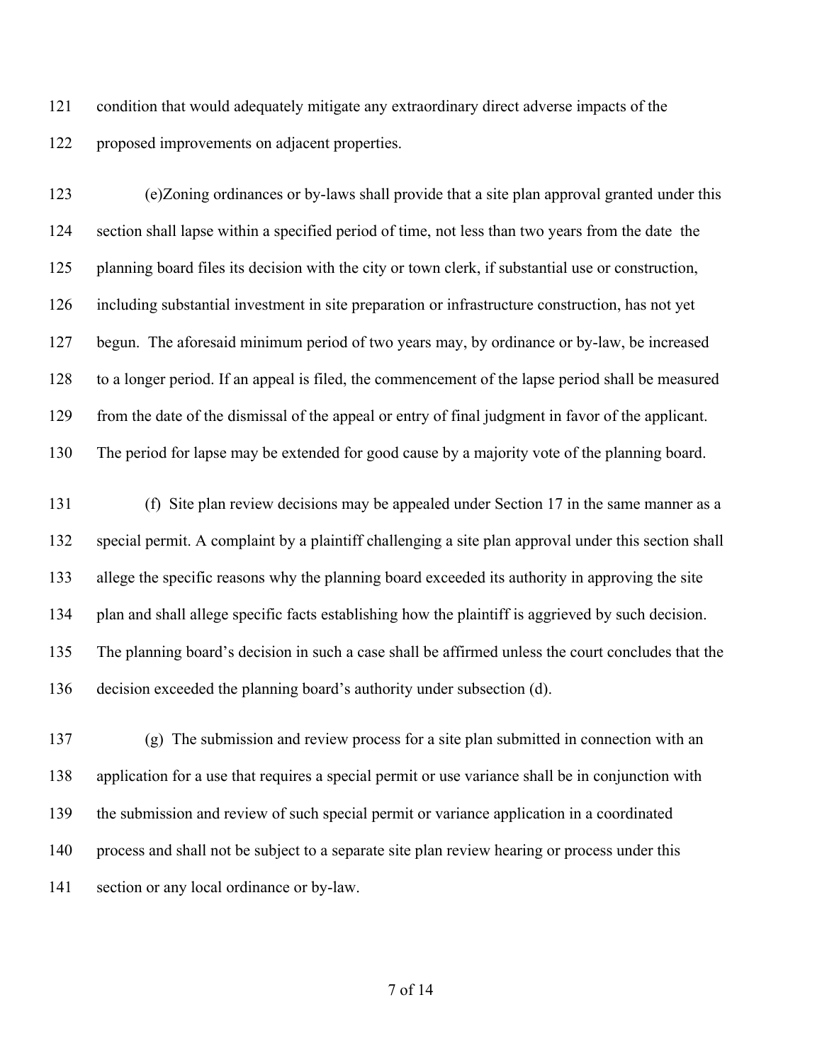condition that would adequately mitigate any extraordinary direct adverse impacts of the proposed improvements on adjacent properties.

(e)Zoning ordinances or by-laws shall provide that a site plan approval granted under this section shall lapse within a specified period of time, not less than two years from the date the planning board files its decision with the city or town clerk, if substantial use or construction, including substantial investment in site preparation or infrastructure construction, has not yet begun. The aforesaid minimum period of two years may, by ordinance or by-law, be increased to a longer period. If an appeal is filed, the commencement of the lapse period shall be measured from the date of the dismissal of the appeal or entry of final judgment in favor of the applicant. The period for lapse may be extended for good cause by a majority vote of the planning board.

(f) Site plan review decisions may be appealed under Section 17 in the same manner as a special permit. A complaint by a plaintiff challenging a site plan approval under this section shall allege the specific reasons why the planning board exceeded its authority in approving the site plan and shall allege specific facts establishing how the plaintiff is aggrieved by such decision. The planning board's decision in such a case shall be affirmed unless the court concludes that the decision exceeded the planning board's authority under subsection (d).

(g) The submission and review process for a site plan submitted in connection with an application for a use that requires a special permit or use variance shall be in conjunction with the submission and review of such special permit or variance application in a coordinated process and shall not be subject to a separate site plan review hearing or process under this section or any local ordinance or by-law.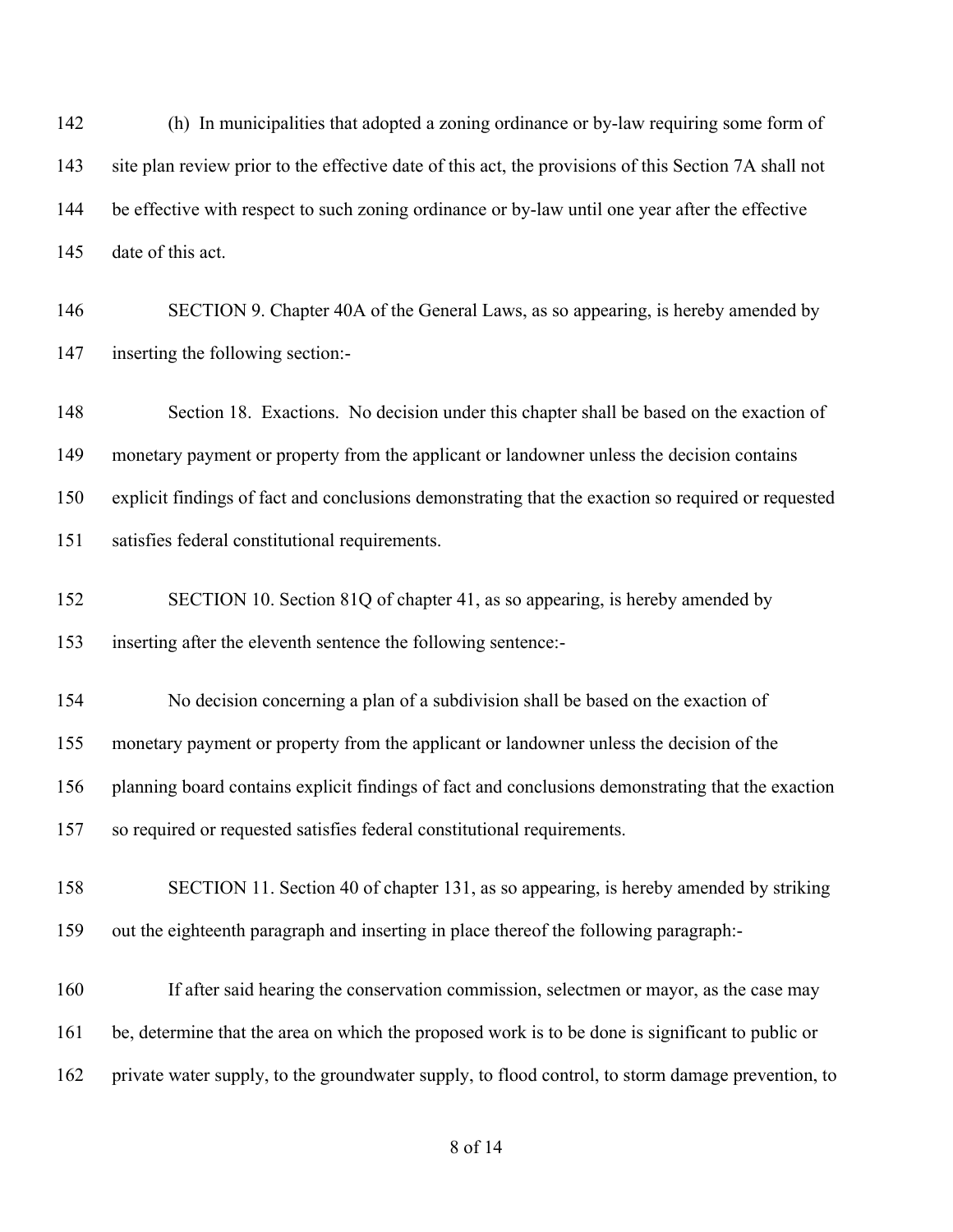(h) In municipalities that adopted a zoning ordinance or by-law requiring some form of site plan review prior to the effective date of this act, the provisions of this Section 7A shall not be effective with respect to such zoning ordinance or by-law until one year after the effective date of this act.

SECTION 9. Chapter 40A of the General Laws, as so appearing, is hereby amended by inserting the following section:-

Section 18. Exactions. No decision under this chapter shall be based on the exaction of monetary payment or property from the applicant or landowner unless the decision contains explicit findings of fact and conclusions demonstrating that the exaction so required or requested satisfies federal constitutional requirements.

SECTION 10. Section 81Q of chapter 41, as so appearing, is hereby amended by inserting after the eleventh sentence the following sentence:-

No decision concerning a plan of a subdivision shall be based on the exaction of monetary payment or property from the applicant or landowner unless the decision of the planning board contains explicit findings of fact and conclusions demonstrating that the exaction so required or requested satisfies federal constitutional requirements.

SECTION 11. Section 40 of chapter 131, as so appearing, is hereby amended by striking out the eighteenth paragraph and inserting in place thereof the following paragraph:-

If after said hearing the conservation commission, selectmen or mayor, as the case may be, determine that the area on which the proposed work is to be done is significant to public or private water supply, to the groundwater supply, to flood control, to storm damage prevention, to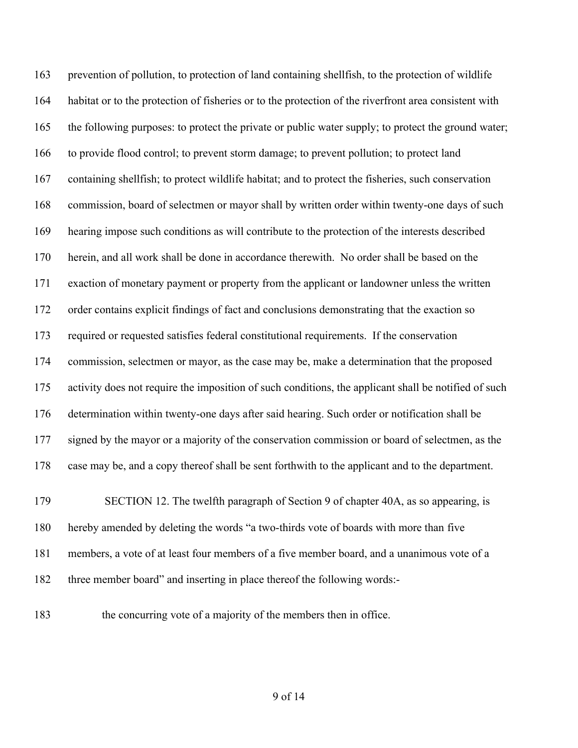163 prevention of pollution, to protection of land containing shellfish, to the protection of wildlife
164 habitat or to the protection of fisheries or to the protection of the riverfront area consistent with
165 the following purposes: to protect the private or public water supply; to protect the ground water;
166 to provide flood control; to prevent storm damage; to prevent pollution; to protect land
167 containing shellfish; to protect wildlife habitat; and to protect the fisheries, such conservation
168 commission, board of selectmen or mayor shall by written order within twenty-one days of such
169 hearing impose such conditions as will contribute to the protection of the interests described
170 herein, and all work shall be done in accordance therewith. No order shall be based on the
171 exaction of monetary payment or property from the applicant or landowner unless the written
172 order contains explicit findings of fact and conclusions demonstrating that the exaction so
173 required or requested satisfies federal constitutional requirements. If the conservation
174 commission, selectmen or mayor, as the case may be, make a determination that the proposed
175 activity does not require the imposition of such conditions, the applicant shall be notified of such
176 determination within twenty-one days after said hearing. Such order or notification shall be
177 signed by the mayor or a majority of the conservation commission or board of selectmen, as the
178 case may be, and a copy thereof shall be sent forthwith to the applicant and to the department.

179 SECTION 12. The twelfth paragraph of Section 9 of chapter 40A, as so appearing, is
180 hereby amended by deleting the words "a two-thirds vote of boards with more than five
181 members, a vote of at least four members of a five member board, and a unanimous vote of a
182 three member board" and inserting in place thereof the following words:-

183 the concurring vote of a majority of the members then in office.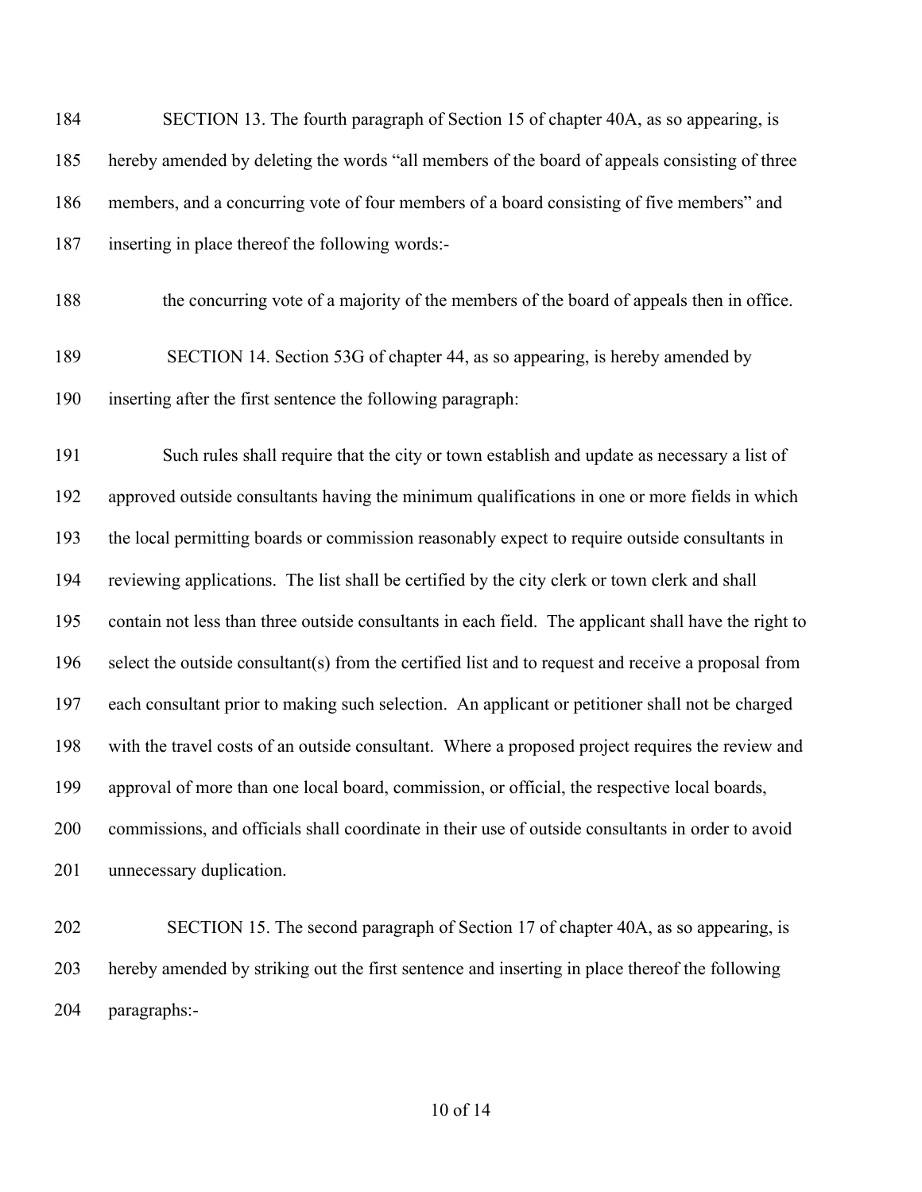SECTION 13. The fourth paragraph of Section 15 of chapter 40A, as so appearing, is hereby amended by deleting the words "all members of the board of appeals consisting of three members, and a concurring vote of four members of a board consisting of five members" and inserting in place thereof the following words:-

the concurring vote of a majority of the members of the board of appeals then in office.

SECTION 14. Section 53G of chapter 44, as so appearing, is hereby amended by inserting after the first sentence the following paragraph:

Such rules shall require that the city or town establish and update as necessary a list of approved outside consultants having the minimum qualifications in one or more fields in which the local permitting boards or commission reasonably expect to require outside consultants in reviewing applications. The list shall be certified by the city clerk or town clerk and shall contain not less than three outside consultants in each field. The applicant shall have the right to select the outside consultant(s) from the certified list and to request and receive a proposal from each consultant prior to making such selection. An applicant or petitioner shall not be charged with the travel costs of an outside consultant. Where a proposed project requires the review and approval of more than one local board, commission, or official, the respective local boards, commissions, and officials shall coordinate in their use of outside consultants in order to avoid unnecessary duplication.

SECTION 15. The second paragraph of Section 17 of chapter 40A, as so appearing, is hereby amended by striking out the first sentence and inserting in place thereof the following paragraphs:-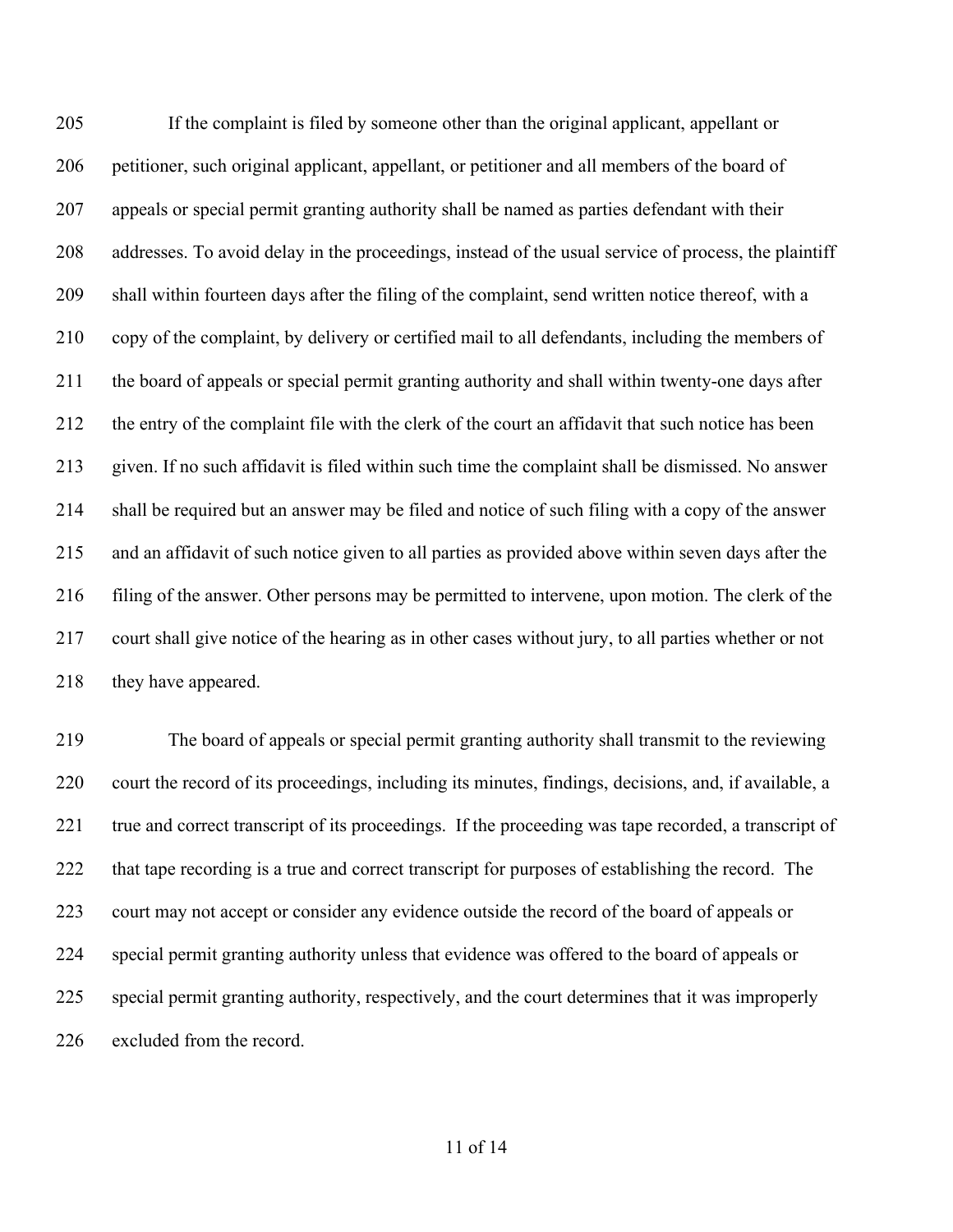If the complaint is filed by someone other than the original applicant, appellant or petitioner, such original applicant, appellant, or petitioner and all members of the board of appeals or special permit granting authority shall be named as parties defendant with their addresses. To avoid delay in the proceedings, instead of the usual service of process, the plaintiff shall within fourteen days after the filing of the complaint, send written notice thereof, with a copy of the complaint, by delivery or certified mail to all defendants, including the members of the board of appeals or special permit granting authority and shall within twenty-one days after the entry of the complaint file with the clerk of the court an affidavit that such notice has been given. If no such affidavit is filed within such time the complaint shall be dismissed. No answer shall be required but an answer may be filed and notice of such filing with a copy of the answer and an affidavit of such notice given to all parties as provided above within seven days after the filing of the answer. Other persons may be permitted to intervene, upon motion. The clerk of the court shall give notice of the hearing as in other cases without jury, to all parties whether or not they have appeared.

The board of appeals or special permit granting authority shall transmit to the reviewing court the record of its proceedings, including its minutes, findings, decisions, and, if available, a true and correct transcript of its proceedings. If the proceeding was tape recorded, a transcript of that tape recording is a true and correct transcript for purposes of establishing the record. The court may not accept or consider any evidence outside the record of the board of appeals or special permit granting authority unless that evidence was offered to the board of appeals or special permit granting authority, respectively, and the court determines that it was improperly excluded from the record.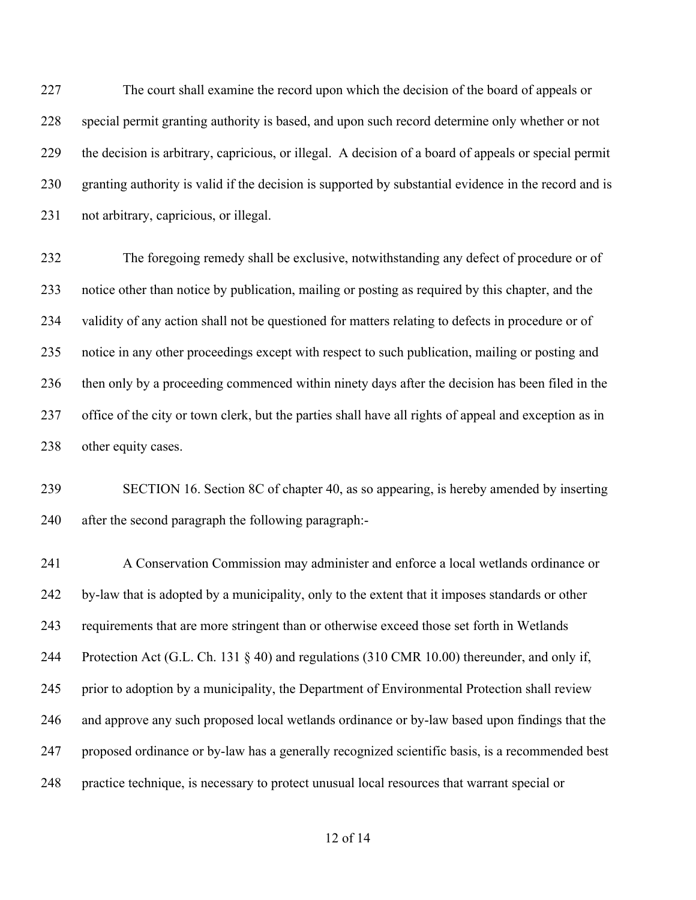The court shall examine the record upon which the decision of the board of appeals or special permit granting authority is based, and upon such record determine only whether or not the decision is arbitrary, capricious, or illegal. A decision of a board of appeals or special permit granting authority is valid if the decision is supported by substantial evidence in the record and is not arbitrary, capricious, or illegal.

The foregoing remedy shall be exclusive, notwithstanding any defect of procedure or of notice other than notice by publication, mailing or posting as required by this chapter, and the validity of any action shall not be questioned for matters relating to defects in procedure or of notice in any other proceedings except with respect to such publication, mailing or posting and then only by a proceeding commenced within ninety days after the decision has been filed in the office of the city or town clerk, but the parties shall have all rights of appeal and exception as in other equity cases.

SECTION 16. Section 8C of chapter 40, as so appearing, is hereby amended by inserting after the second paragraph the following paragraph:-

A Conservation Commission may administer and enforce a local wetlands ordinance or by-law that is adopted by a municipality, only to the extent that it imposes standards or other requirements that are more stringent than or otherwise exceed those set forth in Wetlands Protection Act (G.L. Ch. 131 § 40) and regulations (310 CMR 10.00) thereunder, and only if, prior to adoption by a municipality, the Department of Environmental Protection shall review and approve any such proposed local wetlands ordinance or by-law based upon findings that the proposed ordinance or by-law has a generally recognized scientific basis, is a recommended best practice technique, is necessary to protect unusual local resources that warrant special or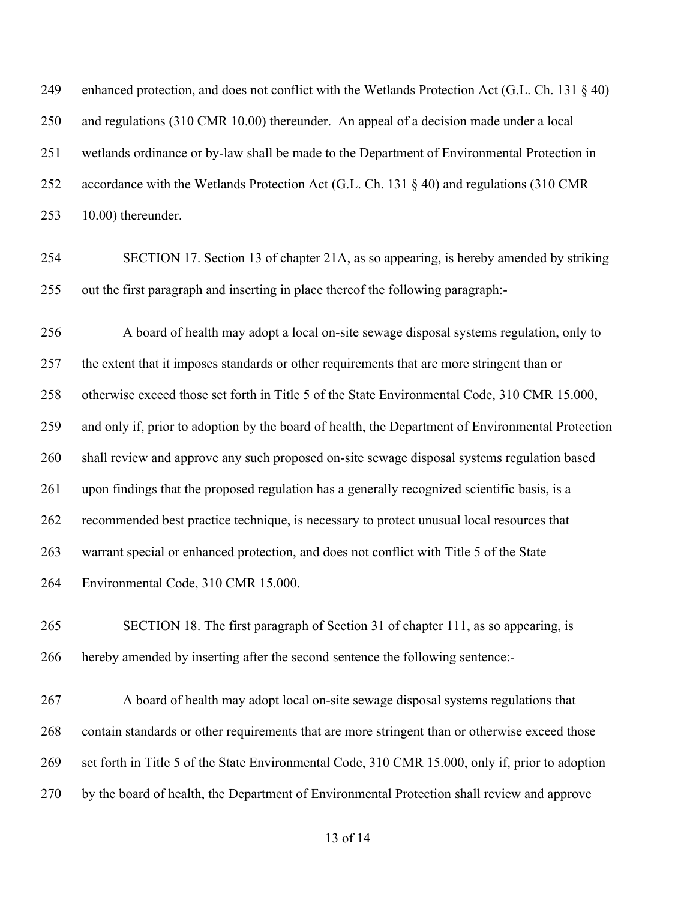enhanced protection, and does not conflict with the Wetlands Protection Act (G.L. Ch. 131 § 40) and regulations (310 CMR 10.00) thereunder. An appeal of a decision made under a local wetlands ordinance or by-law shall be made to the Department of Environmental Protection in accordance with the Wetlands Protection Act (G.L. Ch. 131 § 40) and regulations (310 CMR 10.00) thereunder.

SECTION 17. Section 13 of chapter 21A, as so appearing, is hereby amended by striking out the first paragraph and inserting in place thereof the following paragraph:-

A board of health may adopt a local on-site sewage disposal systems regulation, only to the extent that it imposes standards or other requirements that are more stringent than or otherwise exceed those set forth in Title 5 of the State Environmental Code, 310 CMR 15.000, and only if, prior to adoption by the board of health, the Department of Environmental Protection shall review and approve any such proposed on-site sewage disposal systems regulation based upon findings that the proposed regulation has a generally recognized scientific basis, is a recommended best practice technique, is necessary to protect unusual local resources that warrant special or enhanced protection, and does not conflict with Title 5 of the State Environmental Code, 310 CMR 15.000.

SECTION 18. The first paragraph of Section 31 of chapter 111, as so appearing, is hereby amended by inserting after the second sentence the following sentence:-

A board of health may adopt local on-site sewage disposal systems regulations that contain standards or other requirements that are more stringent than or otherwise exceed those set forth in Title 5 of the State Environmental Code, 310 CMR 15.000, only if, prior to adoption by the board of health, the Department of Environmental Protection shall review and approve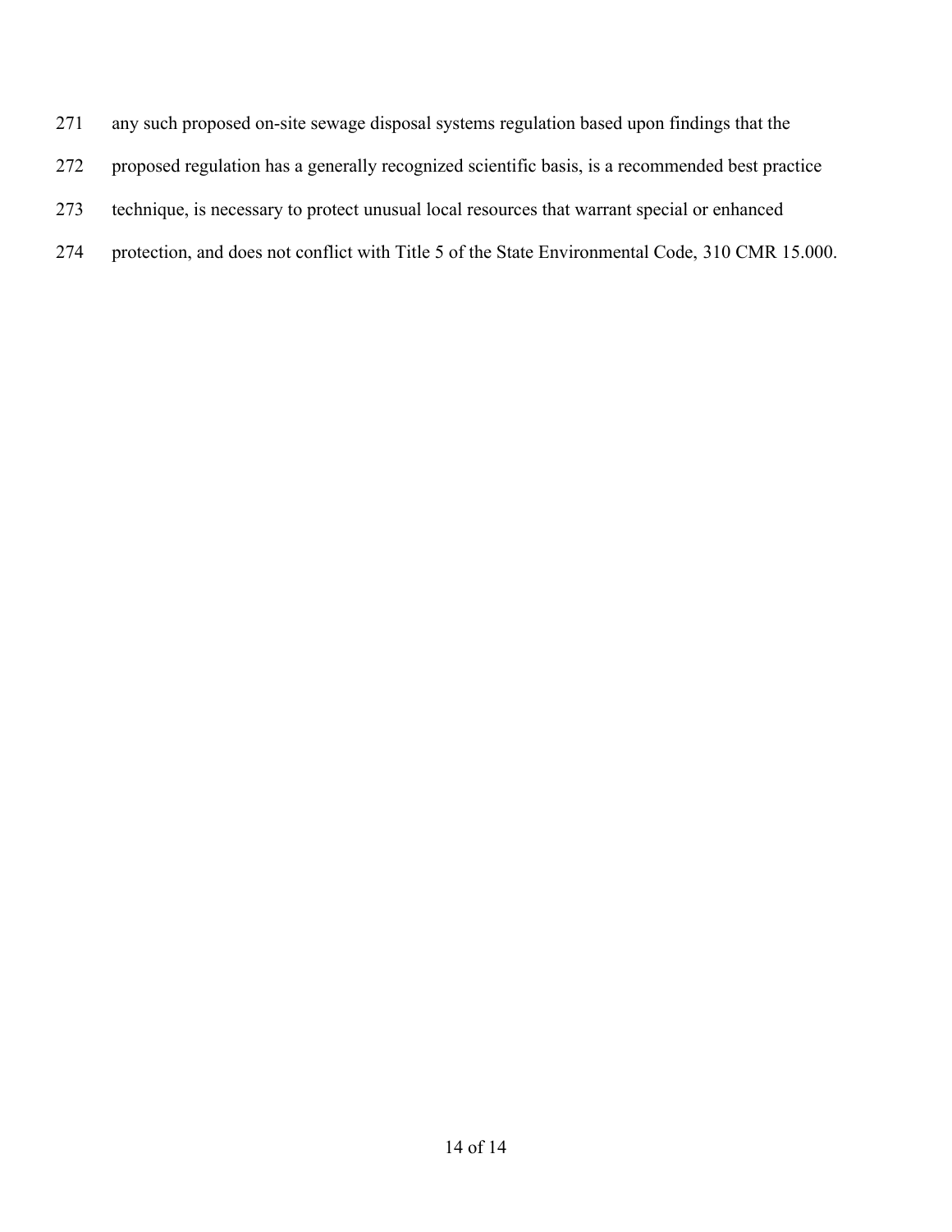any such proposed on-site sewage disposal systems regulation based upon findings that the proposed regulation has a generally recognized scientific basis, is a recommended best practice technique, is necessary to protect unusual local resources that warrant special or enhanced protection, and does not conflict with Title 5 of the State Environmental Code, 310 CMR 15.000.